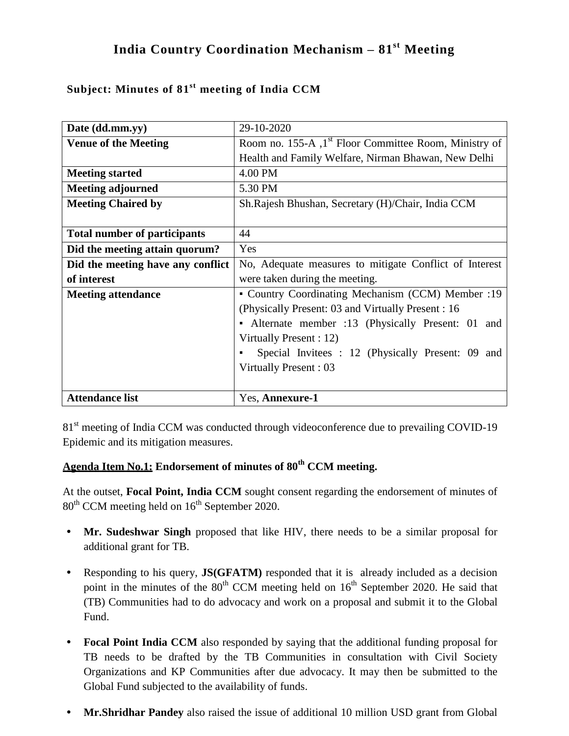# India Country Coordination Mechanism – 81st Meeting

### Subject: Minutes of 81st meeting of India CCM

| Date (dd.mm.yy) | 29-10-2020 |
|---|---|
| **Venue of the Meeting** | Room no. 155-A ,1st Floor Committee Room, Ministry of Health and Family Welfare, Nirman Bhawan, New Delhi |
| **Meeting started** | 4.00 PM |
| **Meeting adjourned** | 5.30 PM |
| **Meeting Chaired by** | Sh.Rajesh Bhushan, Secretary (H)/Chair, India CCM |
| **Total number of participants** | 44 |
| **Did the meeting attain quorum?** | Yes |
| **Did the meeting have any conflict of interest** | No, Adequate measures to mitigate Conflict of Interest were taken during the meeting. |
| **Meeting attendance** | ▪ Country Coordinating Mechanism (CCM) Member :19 (Physically Present: 03 and Virtually Present : 16 ▪ Alternate member :13 (Physically Present: 01 and Virtually Present : 12) ▪ Special Invitees : 12 (Physically Present: 09 and Virtually Present : 03 |
| **Attendance list** | Yes, **Annexure-1** |

81st meeting of India CCM was conducted through videoconference due to prevailing COVID-19 Epidemic and its mitigation measures.

**<u>Agenda Item No.1:</u> Endorsement of minutes of 80th CCM meeting.**

At the outset, **Focal Point, India CCM** sought consent regarding the endorsement of minutes of 80th CCM meeting held on 16th September 2020.

- **Mr. Sudeshwar Singh** proposed that like HIV, there needs to be a similar proposal for additional grant for TB.
- Responding to his query, **JS(GFATM)** responded that it is already included as a decision point in the minutes of the 80th CCM meeting held on 16th September 2020. He said that (TB) Communities had to do advocacy and work on a proposal and submit it to the Global Fund.
- **Focal Point India CCM** also responded by saying that the additional funding proposal for TB needs to be drafted by the TB Communities in consultation with Civil Society Organizations and KP Communities after due advocacy. It may then be submitted to the Global Fund subjected to the availability of funds.
- **Mr.Shridhar Pandey** also raised the issue of additional 10 million USD grant from Global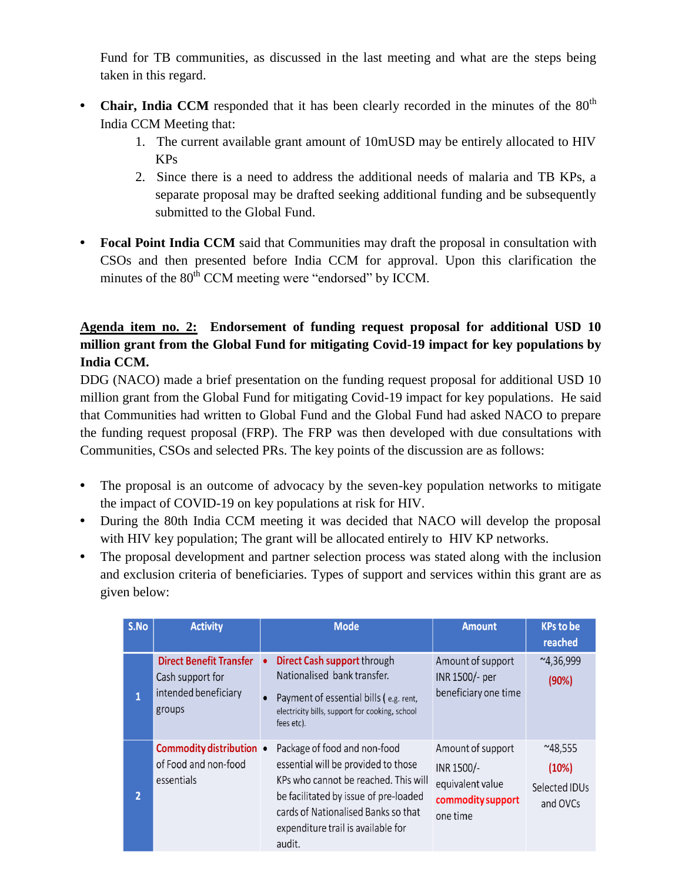Fund for TB communities, as discussed in the last meeting and what are the steps being taken in this regard.

- **Chair, India CCM** responded that it has been clearly recorded in the minutes of the 80th India CCM Meeting that:
    1. The current available grant amount of 10mUSD may be entirely allocated to HIV KPs
    2. Since there is a need to address the additional needs of malaria and TB KPs, a separate proposal may be drafted seeking additional funding and be subsequently submitted to the Global Fund.

- **Focal Point India CCM** said that Communities may draft the proposal in consultation with CSOs and then presented before India CCM for approval. Upon this clarification the minutes of the 80th CCM meeting were "endorsed" by ICCM.

**<u>Agenda item no. 2:</u> Endorsement of funding request proposal for additional USD 10 million grant from the Global Fund for mitigating Covid-19 impact for key populations by India CCM.**

DDG (NACO) made a brief presentation on the funding request proposal for additional USD 10 million grant from the Global Fund for mitigating Covid-19 impact for key populations. He said that Communities had written to Global Fund and the Global Fund had asked NACO to prepare the funding request proposal (FRP). The FRP was then developed with due consultations with Communities, CSOs and selected PRs. The key points of the discussion are as follows:

- The proposal is an outcome of advocacy by the seven-key population networks to mitigate the impact of COVID-19 on key populations at risk for HIV.
- During the 80th India CCM meeting it was decided that NACO will develop the proposal with HIV key population; The grant will be allocated entirely to HIV KP networks.
- The proposal development and partner selection process was stated along with the inclusion and exclusion criteria of beneficiaries. Types of support and services within this grant are as given below:

| S.No | Activity | Mode | Amount | KPs to be reached |
|---|---|---|---|---|
| 1 | Direct Benefit Transfer Cash support for intended beneficiary groups | • Direct Cash support through Nationalised bank transfer.<br>• Payment of essential bills ( e.g. rent, electricity bills, support for cooking, school fees etc). | Amount of support INR 1500/- per beneficiary one time | ~4,36,999 (90%) |
| 2 | Commodity distribution of Food and non-food essentials | • Package of food and non-food essential will be provided to those KPs who cannot be reached. This will be facilitated by issue of pre-loaded cards of Nationalised Banks so that expenditure trail is available for audit. | Amount of support INR 1500/- equivalent value commodity support one time | ~48,555 (10%) Selected IDUs and OVCs |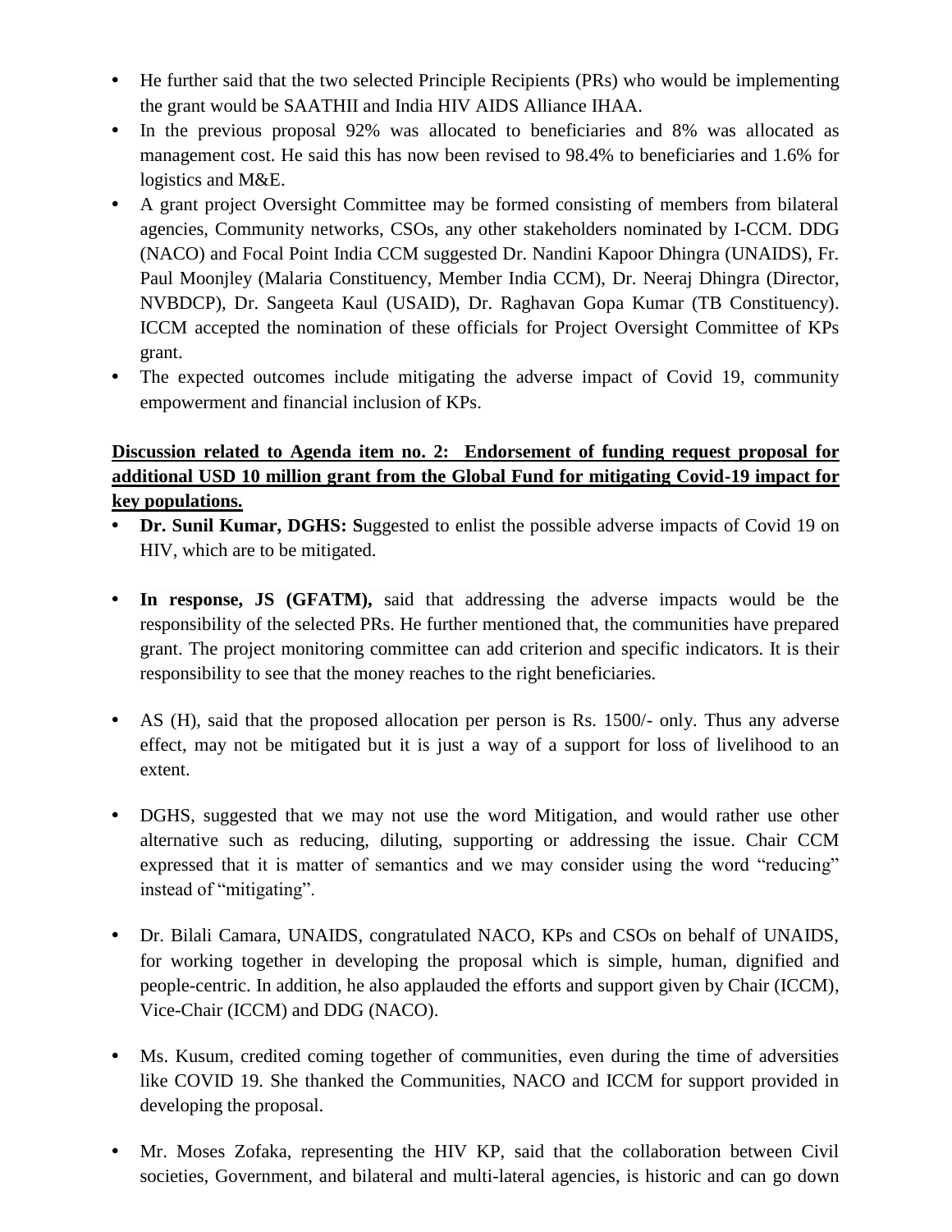- He further said that the two selected Principle Recipients (PRs) who would be implementing the grant would be SAATHII and India HIV AIDS Alliance IHAA.
- In the previous proposal 92% was allocated to beneficiaries and 8% was allocated as management cost. He said this has now been revised to 98.4% to beneficiaries and 1.6% for logistics and M&E.
- A grant project Oversight Committee may be formed consisting of members from bilateral agencies, Community networks, CSOs, any other stakeholders nominated by I-CCM. DDG (NACO) and Focal Point India CCM suggested Dr. Nandini Kapoor Dhingra (UNAIDS), Fr. Paul Moonjley (Malaria Constituency, Member India CCM), Dr. Neeraj Dhingra (Director, NVBDCP), Dr. Sangeeta Kaul (USAID), Dr. Raghavan Gopa Kumar (TB Constituency). ICCM accepted the nomination of these officials for Project Oversight Committee of KPs grant.
- The expected outcomes include mitigating the adverse impact of Covid 19, community empowerment and financial inclusion of KPs.

**Discussion related to Agenda item no. 2: Endorsement of funding request proposal for additional USD 10 million grant from the Global Fund for mitigating Covid-19 impact for key populations.**

- **Dr. Sunil Kumar, DGHS: S**uggested to enlist the possible adverse impacts of Covid 19 on HIV, which are to be mitigated.
- **In response, JS (GFATM),** said that addressing the adverse impacts would be the responsibility of the selected PRs. He further mentioned that, the communities have prepared grant. The project monitoring committee can add criterion and specific indicators. It is their responsibility to see that the money reaches to the right beneficiaries.
- AS (H), said that the proposed allocation per person is Rs. 1500/- only. Thus any adverse effect, may not be mitigated but it is just a way of a support for loss of livelihood to an extent.
- DGHS, suggested that we may not use the word Mitigation, and would rather use other alternative such as reducing, diluting, supporting or addressing the issue. Chair CCM expressed that it is matter of semantics and we may consider using the word "reducing" instead of "mitigating".
- Dr. Bilali Camara, UNAIDS, congratulated NACO, KPs and CSOs on behalf of UNAIDS, for working together in developing the proposal which is simple, human, dignified and people-centric. In addition, he also applauded the efforts and support given by Chair (ICCM), Vice-Chair (ICCM) and DDG (NACO).
- Ms. Kusum, credited coming together of communities, even during the time of adversities like COVID 19. She thanked the Communities, NACO and ICCM for support provided in developing the proposal.
- Mr. Moses Zofaka, representing the HIV KP, said that the collaboration between Civil societies, Government, and bilateral and multi-lateral agencies, is historic and can go down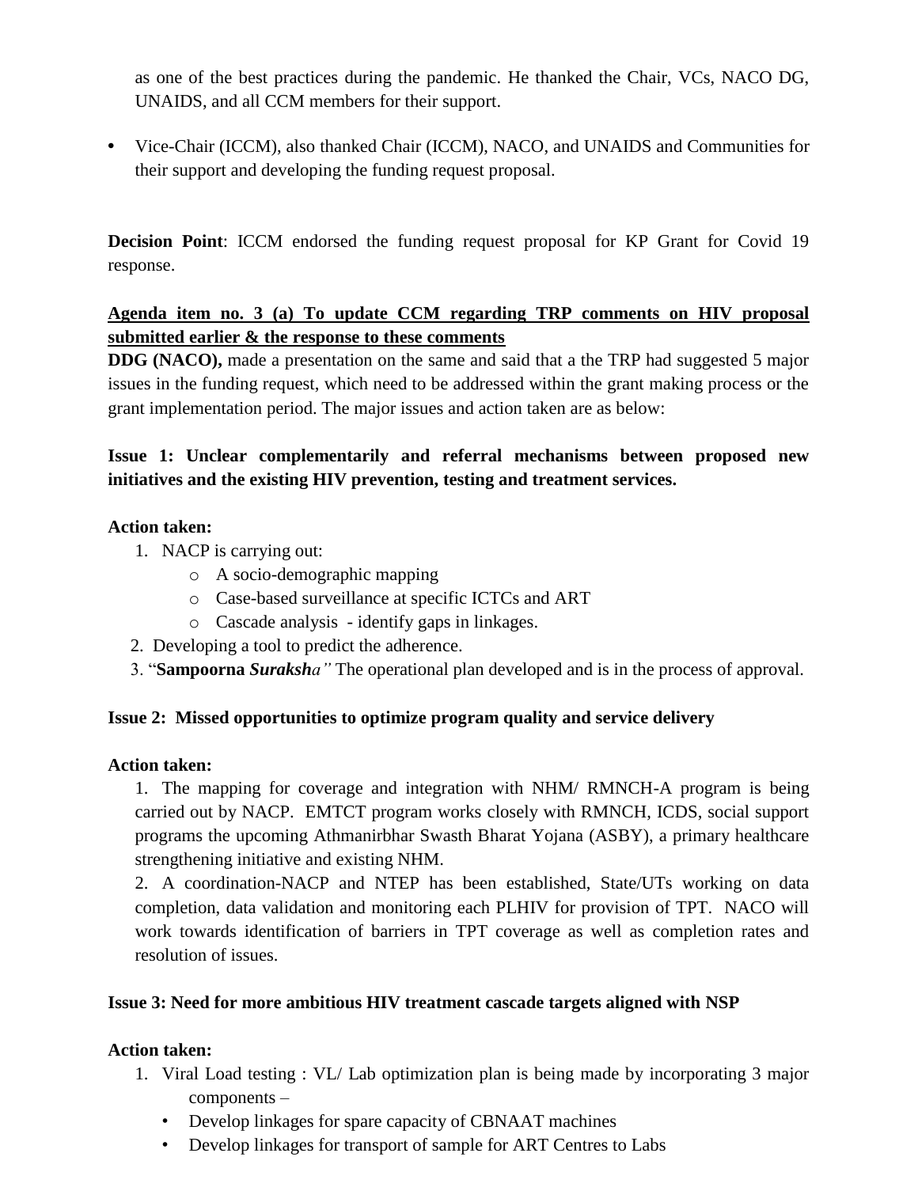as one of the best practices during the pandemic. He thanked the Chair, VCs, NACO DG, UNAIDS, and all CCM members for their support.

- Vice-Chair (ICCM), also thanked Chair (ICCM), NACO, and UNAIDS and Communities for their support and developing the funding request proposal.

**Decision Point**: ICCM endorsed the funding request proposal for KP Grant for Covid 19 response.

**Agenda item no. 3 (a) To update CCM regarding TRP comments on HIV proposal submitted earlier & the response to these comments**

**DDG (NACO),** made a presentation on the same and said that a the TRP had suggested 5 major issues in the funding request, which need to be addressed within the grant making process or the grant implementation period. The major issues and action taken are as below:

**Issue 1: Unclear complementarily and referral mechanisms between proposed new initiatives and the existing HIV prevention, testing and treatment services.**

**Action taken:**

1. NACP is carrying out:
   - A socio-demographic mapping
   - Case-based surveillance at specific ICTCs and ART
   - Cascade analysis - identify gaps in linkages.
2. Developing a tool to predict the adherence.
3. "**Sampoorna *Suraksh*a*"*** The operational plan developed and is in the process of approval.

**Issue 2: Missed opportunities to optimize program quality and service delivery**

**Action taken:**

1. The mapping for coverage and integration with NHM/ RMNCH-A program is being carried out by NACP. EMTCT program works closely with RMNCH, ICDS, social support programs the upcoming Athmanirbhar Swasth Bharat Yojana (ASBY), a primary healthcare strengthening initiative and existing NHM.
2. A coordination-NACP and NTEP has been established, State/UTs working on data completion, data validation and monitoring each PLHIV for provision of TPT. NACO will work towards identification of barriers in TPT coverage as well as completion rates and resolution of issues.

**Issue 3: Need for more ambitious HIV treatment cascade targets aligned with NSP**

**Action taken:**

1. Viral Load testing : VL/ Lab optimization plan is being made by incorporating 3 major components –
   - Develop linkages for spare capacity of CBNAAT machines
   - Develop linkages for transport of sample for ART Centres to Labs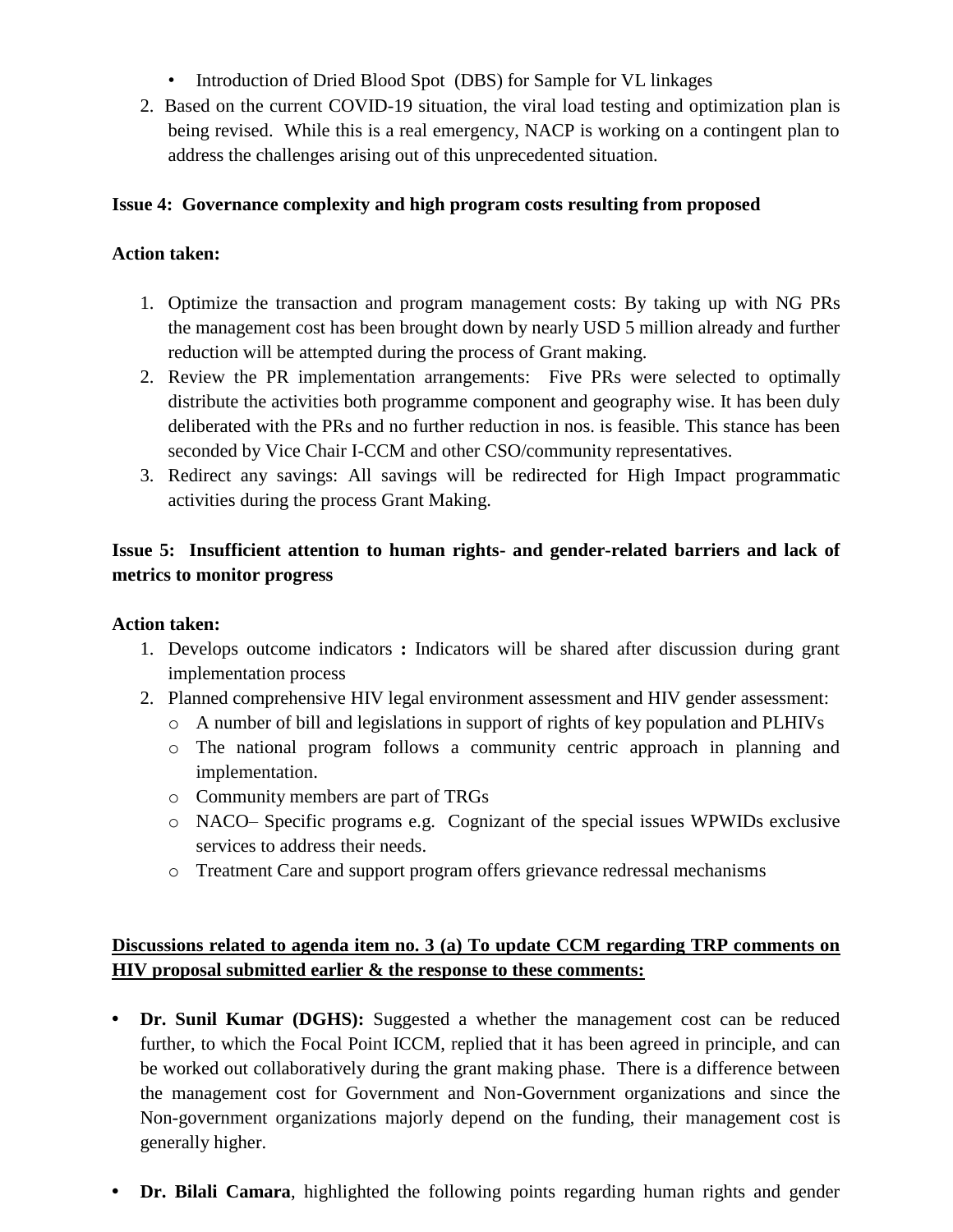- Introduction of Dried Blood Spot (DBS) for Sample for VL linkages

2. Based on the current COVID-19 situation, the viral load testing and optimization plan is being revised. While this is a real emergency, NACP is working on a contingent plan to address the challenges arising out of this unprecedented situation.

**Issue 4: Governance complexity and high program costs resulting from proposed**

**Action taken:**

1. Optimize the transaction and program management costs: By taking up with NG PRs the management cost has been brought down by nearly USD 5 million already and further reduction will be attempted during the process of Grant making.
2. Review the PR implementation arrangements: Five PRs were selected to optimally distribute the activities both programme component and geography wise. It has been duly deliberated with the PRs and no further reduction in nos. is feasible. This stance has been seconded by Vice Chair I-CCM and other CSO/community representatives.
3. Redirect any savings: All savings will be redirected for High Impact programmatic activities during the process Grant Making.

**Issue 5: Insufficient attention to human rights- and gender-related barriers and lack of metrics to monitor progress**

**Action taken:**

1. Develops outcome indicators **:** Indicators will be shared after discussion during grant implementation process
2. Planned comprehensive HIV legal environment assessment and HIV gender assessment:
   - A number of bill and legislations in support of rights of key population and PLHIVs
   - The national program follows a community centric approach in planning and implementation.
   - Community members are part of TRGs
   - NACO– Specific programs e.g. Cognizant of the special issues WPWIDs exclusive services to address their needs.
   - Treatment Care and support program offers grievance redressal mechanisms

**<u>Discussions related to agenda item no. 3 (a) To update CCM regarding TRP comments on HIV proposal submitted earlier & the response to these comments:</u>**

- **Dr. Sunil Kumar (DGHS):** Suggested a whether the management cost can be reduced further, to which the Focal Point ICCM, replied that it has been agreed in principle, and can be worked out collaboratively during the grant making phase. There is a difference between the management cost for Government and Non-Government organizations and since the Non-government organizations majorly depend on the funding, their management cost is generally higher.
- **Dr. Bilali Camara**, highlighted the following points regarding human rights and gender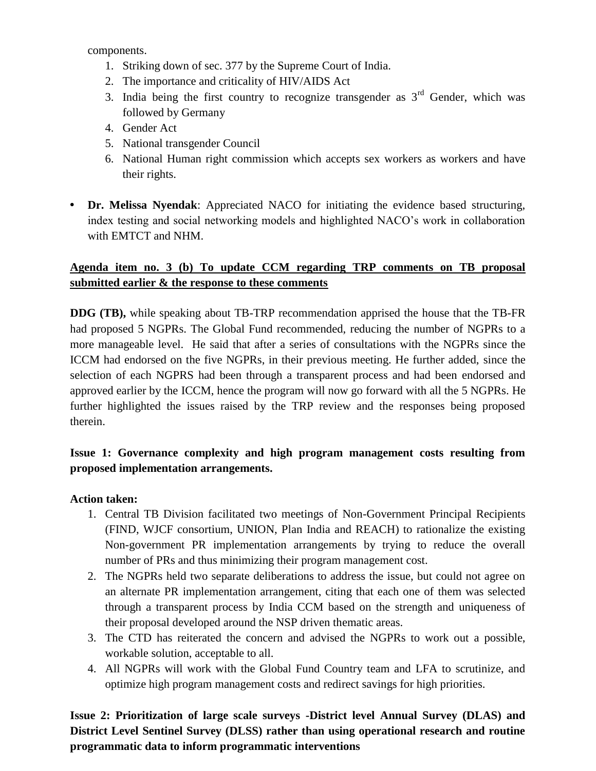components.

1. Striking down of sec. 377 by the Supreme Court of India.
2. The importance and criticality of HIV/AIDS Act
3. India being the first country to recognize transgender as 3rd Gender, which was followed by Germany
4. Gender Act
5. National transgender Council
6. National Human right commission which accepts sex workers as workers and have their rights.

- **Dr. Melissa Nyendak**: Appreciated NACO for initiating the evidence based structuring, index testing and social networking models and highlighted NACO's work in collaboration with EMTCT and NHM.

**<u>Agenda item no. 3 (b) To update CCM regarding TRP comments on TB proposal submitted earlier & the response to these comments</u>**

**DDG (TB),** while speaking about TB-TRP recommendation apprised the house that the TB-FR had proposed 5 NGPRs. The Global Fund recommended, reducing the number of NGPRs to a more manageable level. He said that after a series of consultations with the NGPRs since the ICCM had endorsed on the five NGPRs, in their previous meeting. He further added, since the selection of each NGPRS had been through a transparent process and had been endorsed and approved earlier by the ICCM, hence the program will now go forward with all the 5 NGPRs. He further highlighted the issues raised by the TRP review and the responses being proposed therein.

**Issue 1: Governance complexity and high program management costs resulting from proposed implementation arrangements.**

**Action taken:**

1. Central TB Division facilitated two meetings of Non-Government Principal Recipients (FIND, WJCF consortium, UNION, Plan India and REACH) to rationalize the existing Non-government PR implementation arrangements by trying to reduce the overall number of PRs and thus minimizing their program management cost.
2. The NGPRs held two separate deliberations to address the issue, but could not agree on an alternate PR implementation arrangement, citing that each one of them was selected through a transparent process by India CCM based on the strength and uniqueness of their proposal developed around the NSP driven thematic areas.
3. The CTD has reiterated the concern and advised the NGPRs to work out a possible, workable solution, acceptable to all.
4. All NGPRs will work with the Global Fund Country team and LFA to scrutinize, and optimize high program management costs and redirect savings for high priorities.

**Issue 2: Prioritization of large scale surveys -District level Annual Survey (DLAS) and District Level Sentinel Survey (DLSS) rather than using operational research and routine programmatic data to inform programmatic interventions**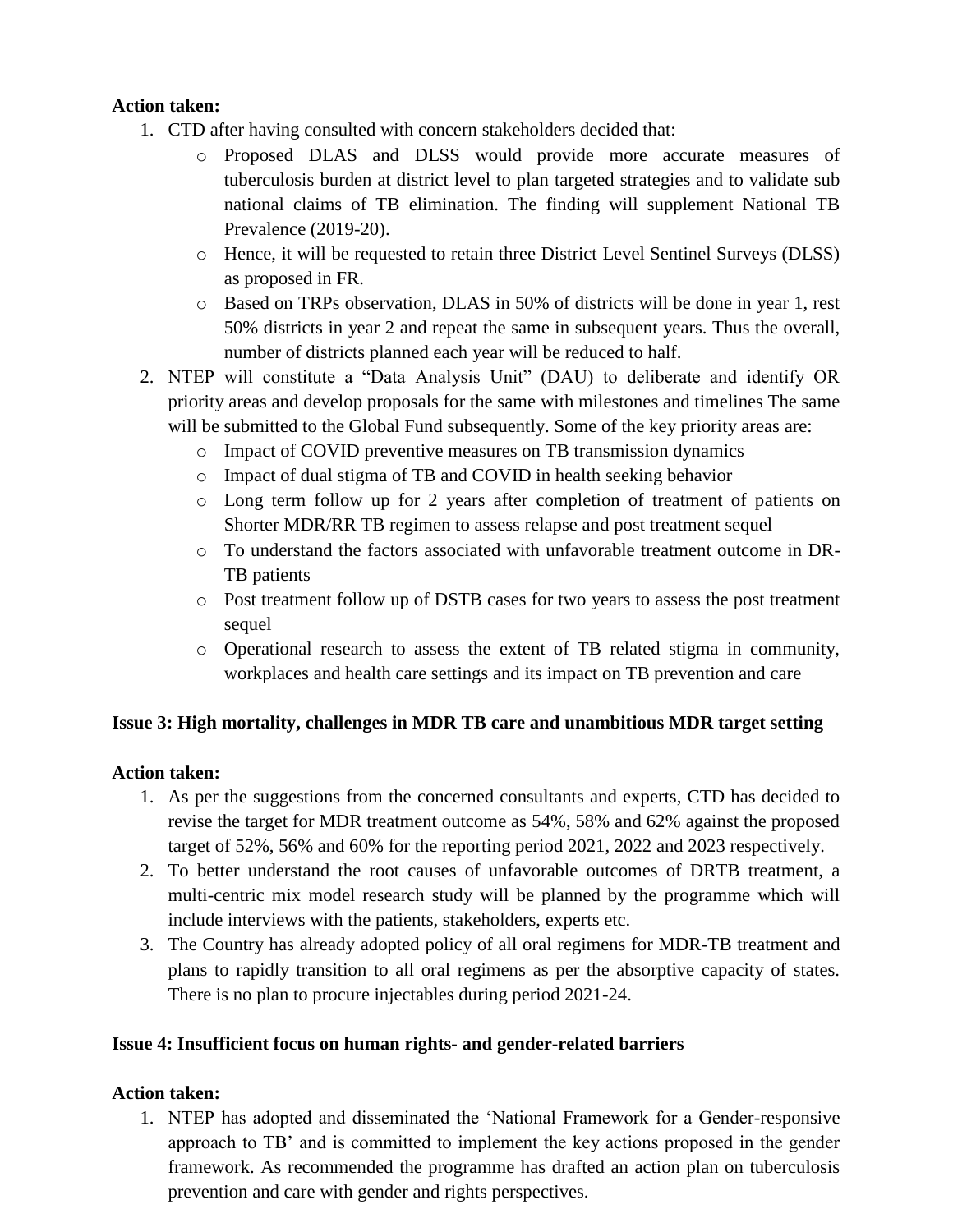**Action taken:**

1. CTD after having consulted with concern stakeholders decided that:
   - Proposed DLAS and DLSS would provide more accurate measures of tuberculosis burden at district level to plan targeted strategies and to validate sub national claims of TB elimination. The finding will supplement National TB Prevalence (2019-20).
   - Hence, it will be requested to retain three District Level Sentinel Surveys (DLSS) as proposed in FR.
   - Based on TRPs observation, DLAS in 50% of districts will be done in year 1, rest 50% districts in year 2 and repeat the same in subsequent years. Thus the overall, number of districts planned each year will be reduced to half.
2. NTEP will constitute a "Data Analysis Unit" (DAU) to deliberate and identify OR priority areas and develop proposals for the same with milestones and timelines The same will be submitted to the Global Fund subsequently. Some of the key priority areas are:
   - Impact of COVID preventive measures on TB transmission dynamics
   - Impact of dual stigma of TB and COVID in health seeking behavior
   - Long term follow up for 2 years after completion of treatment of patients on Shorter MDR/RR TB regimen to assess relapse and post treatment sequel
   - To understand the factors associated with unfavorable treatment outcome in DR-TB patients
   - Post treatment follow up of DSTB cases for two years to assess the post treatment sequel
   - Operational research to assess the extent of TB related stigma in community, workplaces and health care settings and its impact on TB prevention and care

**Issue 3: High mortality, challenges in MDR TB care and unambitious MDR target setting**

**Action taken:**

1. As per the suggestions from the concerned consultants and experts, CTD has decided to revise the target for MDR treatment outcome as 54%, 58% and 62% against the proposed target of 52%, 56% and 60% for the reporting period 2021, 2022 and 2023 respectively.
2. To better understand the root causes of unfavorable outcomes of DRTB treatment, a multi-centric mix model research study will be planned by the programme which will include interviews with the patients, stakeholders, experts etc.
3. The Country has already adopted policy of all oral regimens for MDR-TB treatment and plans to rapidly transition to all oral regimens as per the absorptive capacity of states. There is no plan to procure injectables during period 2021-24.

**Issue 4: Insufficient focus on human rights- and gender-related barriers**

**Action taken:**

1. NTEP has adopted and disseminated the 'National Framework for a Gender-responsive approach to TB' and is committed to implement the key actions proposed in the gender framework. As recommended the programme has drafted an action plan on tuberculosis prevention and care with gender and rights perspectives.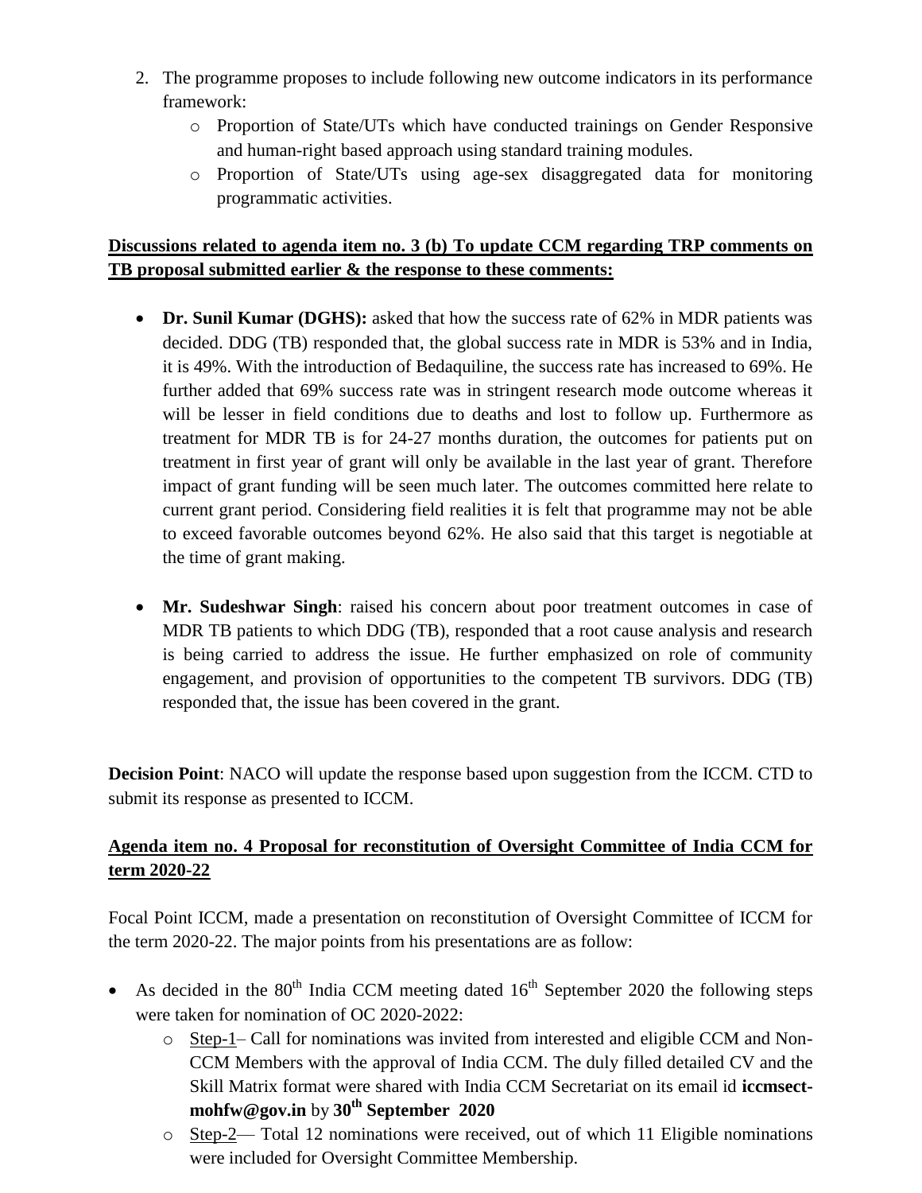2. The programme proposes to include following new outcome indicators in its performance framework:
    - Proportion of State/UTs which have conducted trainings on Gender Responsive and human-right based approach using standard training modules.
    - Proportion of State/UTs using age-sex disaggregated data for monitoring programmatic activities.

**Discussions related to agenda item no. 3 (b) To update CCM regarding TRP comments on TB proposal submitted earlier & the response to these comments:**

- **Dr. Sunil Kumar (DGHS):** asked that how the success rate of 62% in MDR patients was decided. DDG (TB) responded that, the global success rate in MDR is 53% and in India, it is 49%. With the introduction of Bedaquiline, the success rate has increased to 69%. He further added that 69% success rate was in stringent research mode outcome whereas it will be lesser in field conditions due to deaths and lost to follow up. Furthermore as treatment for MDR TB is for 24-27 months duration, the outcomes for patients put on treatment in first year of grant will only be available in the last year of grant. Therefore impact of grant funding will be seen much later. The outcomes committed here relate to current grant period. Considering field realities it is felt that programme may not be able to exceed favorable outcomes beyond 62%. He also said that this target is negotiable at the time of grant making.

- **Mr. Sudeshwar Singh**: raised his concern about poor treatment outcomes in case of MDR TB patients to which DDG (TB), responded that a root cause analysis and research is being carried to address the issue. He further emphasized on role of community engagement, and provision of opportunities to the competent TB survivors. DDG (TB) responded that, the issue has been covered in the grant.

**Decision Point**: NACO will update the response based upon suggestion from the ICCM. CTD to submit its response as presented to ICCM.

**Agenda item no. 4 Proposal for reconstitution of Oversight Committee of India CCM for term 2020-22**

Focal Point ICCM, made a presentation on reconstitution of Oversight Committee of ICCM for the term 2020-22. The major points from his presentations are as follow:

- As decided in the 80th India CCM meeting dated 16th September 2020 the following steps were taken for nomination of OC 2020-2022:
    - Step-1– Call for nominations was invited from interested and eligible CCM and Non-CCM Members with the approval of India CCM. The duly filled detailed CV and the Skill Matrix format were shared with India CCM Secretariat on its email id **iccmsect-mohfw@gov.in** by **30th September 2020**
    - Step-2— Total 12 nominations were received, out of which 11 Eligible nominations were included for Oversight Committee Membership.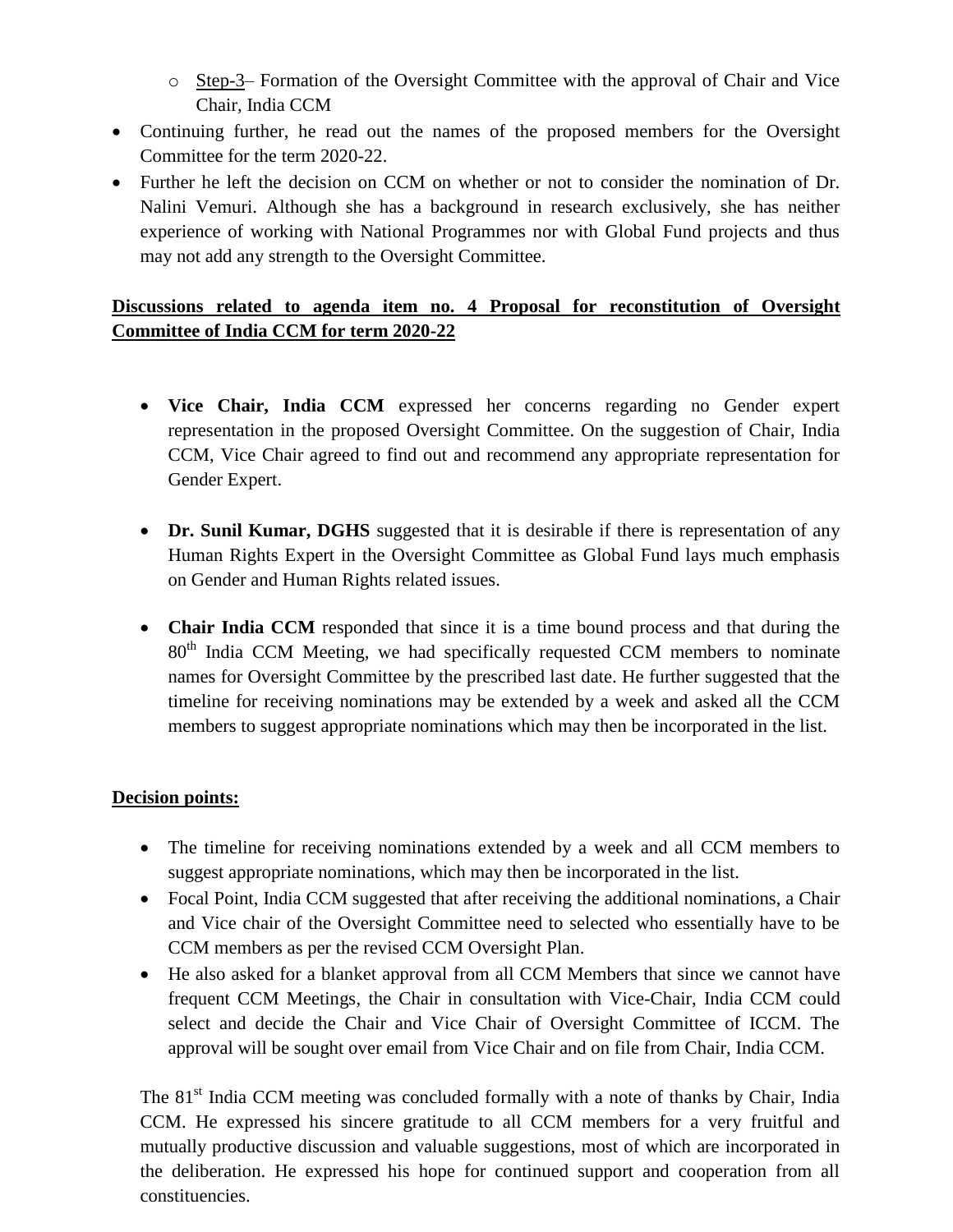- Step-3– Formation of the Oversight Committee with the approval of Chair and Vice Chair, India CCM

- Continuing further, he read out the names of the proposed members for the Oversight Committee for the term 2020-22.
- Further he left the decision on CCM on whether or not to consider the nomination of Dr. Nalini Vemuri. Although she has a background in research exclusively, she has neither experience of working with National Programmes nor with Global Fund projects and thus may not add any strength to the Oversight Committee.

**Discussions related to agenda item no. 4 Proposal for reconstitution of Oversight Committee of India CCM for term 2020-22**

- **Vice Chair, India CCM** expressed her concerns regarding no Gender expert representation in the proposed Oversight Committee. On the suggestion of Chair, India CCM, Vice Chair agreed to find out and recommend any appropriate representation for Gender Expert.

- **Dr. Sunil Kumar, DGHS** suggested that it is desirable if there is representation of any Human Rights Expert in the Oversight Committee as Global Fund lays much emphasis on Gender and Human Rights related issues.

- **Chair India CCM** responded that since it is a time bound process and that during the 80th India CCM Meeting, we had specifically requested CCM members to nominate names for Oversight Committee by the prescribed last date. He further suggested that the timeline for receiving nominations may be extended by a week and asked all the CCM members to suggest appropriate nominations which may then be incorporated in the list.

**Decision points:**

- The timeline for receiving nominations extended by a week and all CCM members to suggest appropriate nominations, which may then be incorporated in the list.
- Focal Point, India CCM suggested that after receiving the additional nominations, a Chair and Vice chair of the Oversight Committee need to selected who essentially have to be CCM members as per the revised CCM Oversight Plan.
- He also asked for a blanket approval from all CCM Members that since we cannot have frequent CCM Meetings, the Chair in consultation with Vice-Chair, India CCM could select and decide the Chair and Vice Chair of Oversight Committee of ICCM. The approval will be sought over email from Vice Chair and on file from Chair, India CCM.

The 81st India CCM meeting was concluded formally with a note of thanks by Chair, India CCM. He expressed his sincere gratitude to all CCM members for a very fruitful and mutually productive discussion and valuable suggestions, most of which are incorporated in the deliberation. He expressed his hope for continued support and cooperation from all constituencies.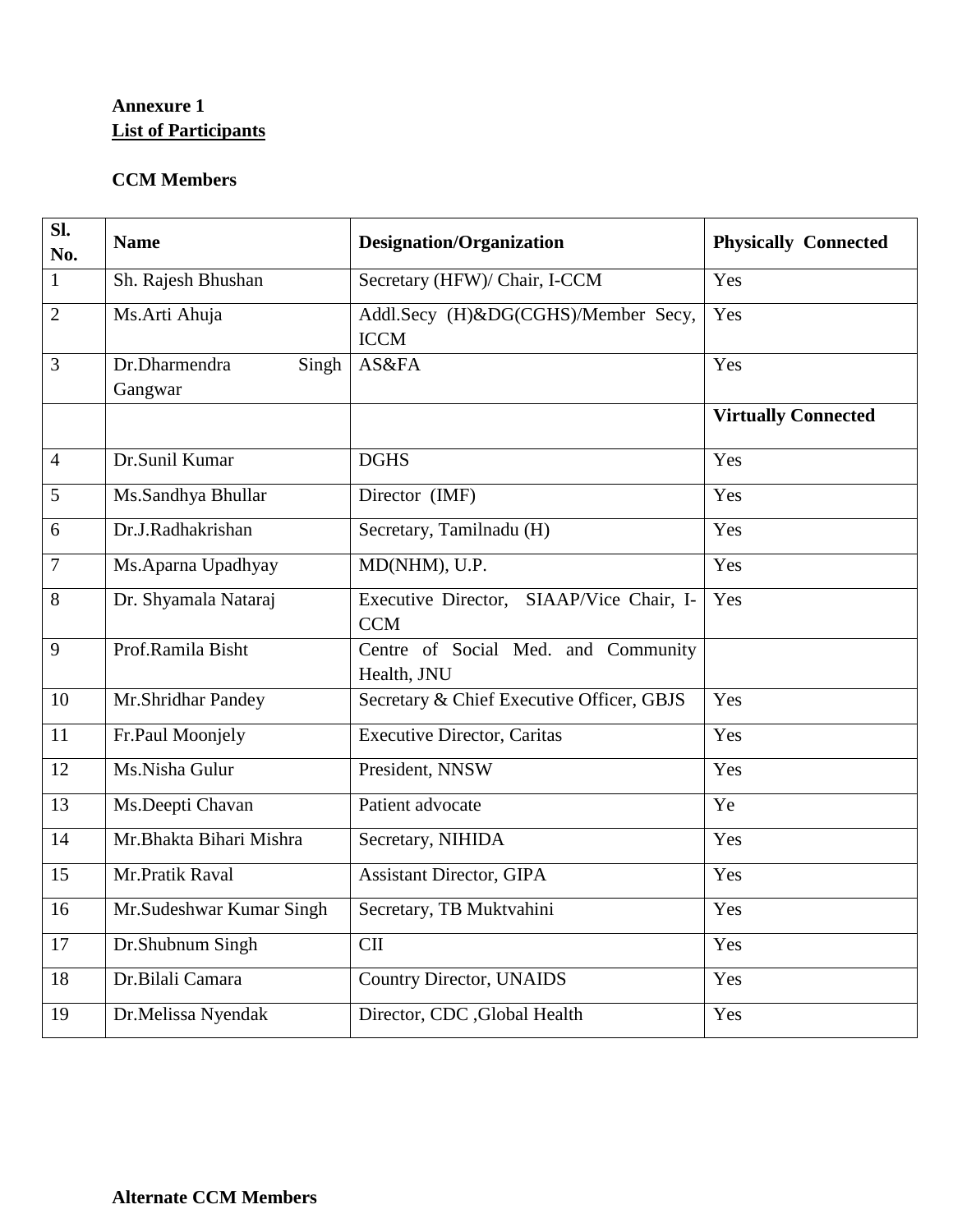**Annexure 1**
**List of Participants**

**CCM Members**

| Sl. No. | Name | Designation/Organization | Physically Connected |
|---|---|---|---|
| 1 | Sh. Rajesh Bhushan | Secretary (HFW)/ Chair, I-CCM | Yes |
| 2 | Ms.Arti Ahuja | Addl.Secy (H)&DG(CGHS)/Member Secy, ICCM | Yes |
| 3 | Dr.Dharmendra Singh Gangwar | AS&FA | Yes |
| | | | **Virtually Connected** |
| 4 | Dr.Sunil Kumar | DGHS | Yes |
| 5 | Ms.Sandhya Bhullar | Director (IMF) | Yes |
| 6 | Dr.J.Radhakrishan | Secretary, Tamilnadu (H) | Yes |
| 7 | Ms.Aparna Upadhyay | MD(NHM), U.P. | Yes |
| 8 | Dr. Shyamala Nataraj | Executive Director, SIAAP/Vice Chair, I-CCM | Yes |
| 9 | Prof.Ramila Bisht | Centre of Social Med. and Community Health, JNU | |
| 10 | Mr.Shridhar Pandey | Secretary & Chief Executive Officer, GBJS | Yes |
| 11 | Fr.Paul Moonjely | Executive Director, Caritas | Yes |
| 12 | Ms.Nisha Gulur | President, NNSW | Yes |
| 13 | Ms.Deepti Chavan | Patient advocate | Ye |
| 14 | Mr.Bhakta Bihari Mishra | Secretary, NIHIDA | Yes |
| 15 | Mr.Pratik Raval | Assistant Director, GIPA | Yes |
| 16 | Mr.Sudeshwar Kumar Singh | Secretary, TB Muktvahini | Yes |
| 17 | Dr.Shubnum Singh | CII | Yes |
| 18 | Dr.Bilali Camara | Country Director, UNAIDS | Yes |
| 19 | Dr.Melissa Nyendak | Director, CDC ,Global Health | Yes |

**Alternate CCM Members**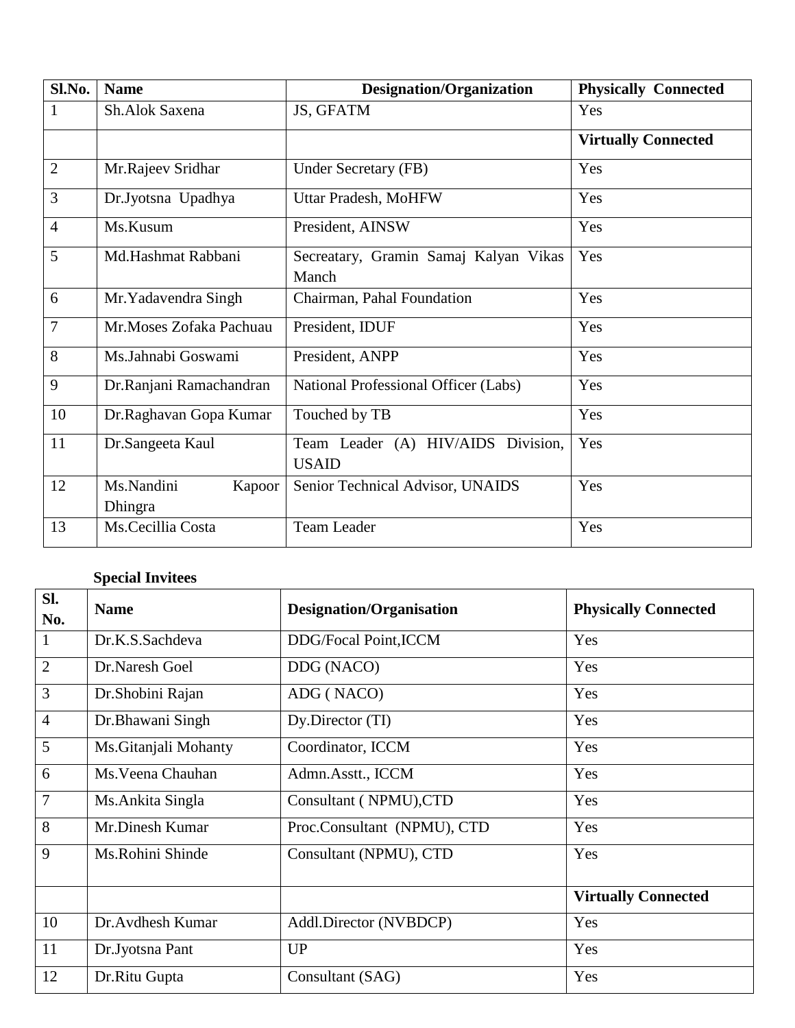| Sl.No. | Name | Designation/Organization | Physically Connected |
| --- | --- | --- | --- |
| 1 | Sh.Alok Saxena | JS, GFATM | Yes |
| | | | **Virtually Connected** |
| 2 | Mr.Rajeev Sridhar | Under Secretary (FB) | Yes |
| 3 | Dr.Jyotsna Upadhya | Uttar Pradesh, MoHFW | Yes |
| 4 | Ms.Kusum | President, AINSW | Yes |
| 5 | Md.Hashmat Rabbani | Secreatary, Gramin Samaj Kalyan Vikas Manch | Yes |
| 6 | Mr.Yadavendra Singh | Chairman, Pahal Foundation | Yes |
| 7 | Mr.Moses Zofaka Pachuau | President, IDUF | Yes |
| 8 | Ms.Jahnabi Goswami | President, ANPP | Yes |
| 9 | Dr.Ranjani Ramachandran | National Professional Officer (Labs) | Yes |
| 10 | Dr.Raghavan Gopa Kumar | Touched by TB | Yes |
| 11 | Dr.Sangeeta Kaul | Team Leader (A) HIV/AIDS Division, USAID | Yes |
| 12 | Ms.Nandini Kapoor Dhingra | Senior Technical Advisor, UNAIDS | Yes |
| 13 | Ms.Cecillia Costa | Team Leader | Yes |

**Special Invitees**

| Sl. No. | Name | Designation/Organisation | Physically Connected |
| --- | --- | --- | --- |
| 1 | Dr.K.S.Sachdeva | DDG/Focal Point,ICCM | Yes |
| 2 | Dr.Naresh Goel | DDG (NACO) | Yes |
| 3 | Dr.Shobini Rajan | ADG ( NACO) | Yes |
| 4 | Dr.Bhawani Singh | Dy.Director (TI) | Yes |
| 5 | Ms.Gitanjali Mohanty | Coordinator, ICCM | Yes |
| 6 | Ms.Veena Chauhan | Admn.Asstt., ICCM | Yes |
| 7 | Ms.Ankita Singla | Consultant ( NPMU),CTD | Yes |
| 8 | Mr.Dinesh Kumar | Proc.Consultant (NPMU), CTD | Yes |
| 9 | Ms.Rohini Shinde | Consultant (NPMU), CTD | Yes |
| | | | **Virtually Connected** |
| 10 | Dr.Avdhesh Kumar | Addl.Director (NVBDCP) | Yes |
| 11 | Dr.Jyotsna Pant | UP | Yes |
| 12 | Dr.Ritu Gupta | Consultant (SAG) | Yes |